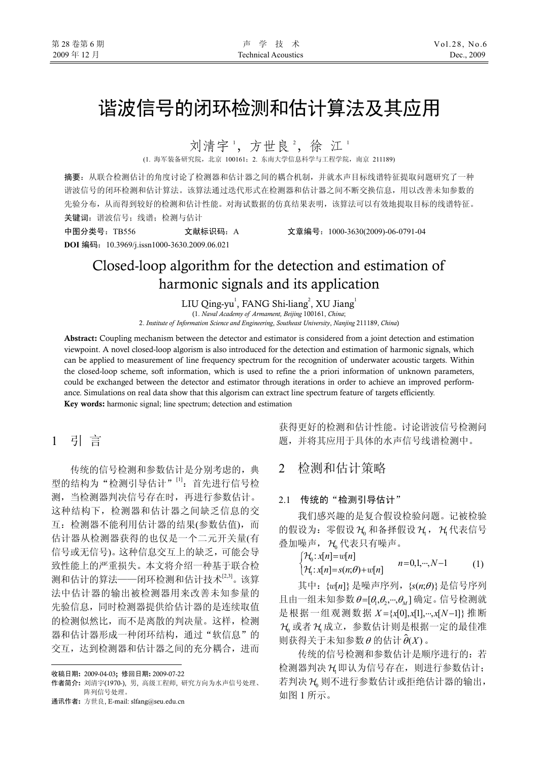# 谐波信号的闭环检测和估计算法及其应用

刘清宇[1]，方世良[2]，徐 江[1]

(1. 海军装备研究院，北京 100161；2. 东南大学信息科学与工程学院，南京 211189)

**摘要：**从联合检测估计的角度讨论了检测器和估计器之间的耦合机制，并就水声目标线谱特征提取问题研究了一种谐波信号的闭环检测和估计算法。该算法通过迭代形式在检测器和估计器之间不断交换信息，用以改善未知参数的先验分布，从而得到较好的检测和估计性能。对海试数据的仿真结果表明，该算法可以有效地提取目标的线谱特征。

**关键词：**谐波信号；线谱；检测与估计

**中图分类号：**TB556　　**文献标识码：**A　　**文章编号：**1000-3630(2009)-06-0791-04

**DOI 编码：**10.3969/j.issn1000-3630.2009.06.021

# Closed-loop algorithm for the detection and estimation of harmonic signals and its application

LIU Qing-yu[1], FANG Shi-liang[2], XU Jiang[1]

(1. *Naval Academy of Armament, Beijing* 100161, *China*;
2. *Institute of Information Science and Engineering*, *Southeast University*, *Nanjing* 211189, *China*)

**Abstract:** Coupling mechanism between the detector and estimator is considered from a joint detection and estimation viewpoint. A novel closed-loop algorism is also introduced for the detection and estimation of harmonic signals, which can be applied to measurement of line frequency spectrum for the recognition of underwater acoustic targets. Within the closed-loop scheme, soft information, which is used to refine the a priori information of unknown parameters, could be exchanged between the detector and estimator through iterations in order to achieve an improved performance. Simulations on real data show that this algorism can extract line spectrum feature of targets efficiently.

**Key words:** harmonic signal; line spectrum; detection and estimation

## 1　引 言

传统的信号检测和参数估计是分别考虑的，典型的结构为“检测引导估计”[1]：首先进行信号检测，当检测器判决信号存在时，再进行参数估计。这种结构下，检测器和估计器之间缺乏信息的交互：检测器不能利用估计器的结果(参数估值)，而估计器从检测器获得的也仅是一个二元开关量(有信号或无信号)。这种信息交互上的缺乏，可能会导致性能上的严重损失。本文将介绍一种基于联合检测和估计的算法——闭环检测和估计技术[2,3]。该算法中估计器的输出被检测器用来改善未知参量的先验信息，同时检测器提供给估计器的是连续取值的检测似然比，而不是离散的判决量。这样，检测器和估计器形成一种闭环结构，通过“软信息”的交互，达到检测器和估计器之间的充分耦合，进而获得更好的检测和估计性能。讨论谐波信号检测问题，并将其应用于具体的水声信号线谱检测中。

## 2　检测和估计策略

### 2.1　传统的“检测引导估计”

我们感兴趣的是复合假设检验问题。记被检验的假设为：零假设 $\mathcal{H}_0$ 和备择假设 $\mathcal{H}_1$，$\mathcal{H}_1$ 代表信号叠加噪声，$\mathcal{H}_0$ 代表只有噪声。

$$\begin{cases}\mathcal{H}_0: x[n]=w[n] \\ \mathcal{H}_1: x[n]=s(n;\theta)+w[n]\end{cases} \quad n=0,1,\cdots,N-1 \tag{1}$$

其中：$\{w[n]\}$ 是噪声序列，$\{s(n;\theta)\}$ 是信号序列且由一组未知参数 $\theta=[\theta_1,\theta_2,\cdots,\theta_M]$ 确定。信号检测就是根据一组观测数据 $X=\{x[0],x[1],\cdots,x[N-1]\}$ 推断 $\mathcal{H}_0$ 或者 $\mathcal{H}_1$ 成立，参数估计则是根据一定的最佳准则获得关于未知参数 $\theta$ 的估计 $\hat{\theta}(X)$。

传统的信号检测和参数估计是顺序进行的：若检测器判决 $\mathcal{H}_1$ 即认为信号存在，则进行参数估计；若判决 $\mathcal{H}_0$ 则不进行参数估计或拒绝估计器的输出，如图 1 所示。

---

**收稿日期：**2009-04-03；**修回日期：**2009-07-22

**作者简介：**刘清宇(1970-), 男, 高级工程师, 研究方向为水声信号处理、阵列信号处理。

**通讯作者：**方世良, E-mail: slfang@seu.edu.cn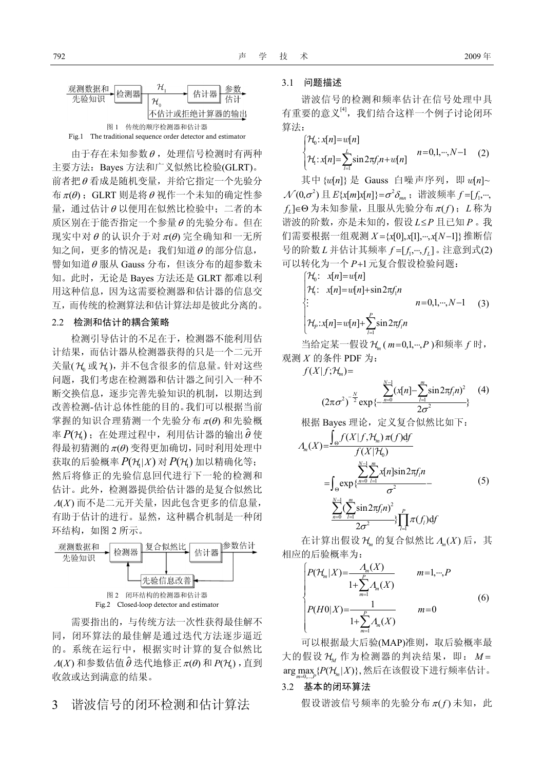观测数据和先验知识 → 检测器 → $\mathcal{H}_1$ → 估计器 → 参数估计

$\mathcal{H}_0$ → 不估计或拒绝计算器的输出

图 1 传统的顺序检测器和估计器

Fig.1 The traditional sequence order detector and estimator

由于存在未知参数 $\theta$，处理信号检测时有两种主要方法：Bayes 方法和广义似然比检验(GLRT)。前者把 $\theta$ 看成是随机变量，并给它指定一个先验分布 $\pi(\theta)$；GLRT 则是将 $\theta$ 视作一个未知的确定性参量，通过估计 $\theta$ 以便用在似然比检验中；二者的本质区别在于能否指定一个参量 $\theta$ 的先验分布。但在现实中对 $\theta$ 的认识介于对 $\pi(\theta)$ 完全确知和一无所知之间，更多的情况是：我们知道 $\theta$ 的部分信息，譬如知道 $\theta$ 服从 Gauss 分布，但该分布的超参数未知。此时，无论是 Bayes 方法还是 GLRT 都难以利用这种信息，因为这需要检测器和估计器的信息交互，而传统的检测算法和估计算法却是彼此分离的。

### 2.2 检测和估计的耦合策略

检测引导估计的不足在于，检测器不能利用估计结果，而估计器从检测器获得的只是一个二元开关量($\mathcal{H}_0$ 或 $\mathcal{H}_1$)，并不包含很多的信息量。针对这些问题，我们考虑在检测器和估计器之间引入一种不断交换信息，逐步完善先验知识的机制，以期达到改善检测-估计总体性能的目的。我们可以根据当前掌握的知识合理猜测一个先验分布 $\pi(\theta)$ 和先验概率 $P(\mathcal{H}_1)$；在处理过程中，利用估计器的输出 $\hat{\theta}$ 使得最初猜测的 $\pi(\theta)$ 变得更加确切，同时利用处理中获取的后验概率 $P(\mathcal{H}_1|X)$ 对 $P(\mathcal{H}_1)$ 加以精确化等；然后将修正的先验信息回代进行下一轮的检测和估计。此外，检测器提供给估计器的是复合似然比 $\Lambda(X)$ 而不是二元开关量，因此包含更多的信息量，有助于估计的进行。显然，这种耦合机制是一种闭环结构，如图 2 所示。

观测数据和先验知识 → 检测器 → 复合似然比 → 估计器 → 参数估计

先验信息改善

图 2 闭环结构的检测器和估计器

Fig.2 Closed-loop detector and estimator

需要指出的，与传统方法一次性获得最佳解不同，闭环算法的最佳解是通过迭代方法逐步逼近的。系统在运行中，根据实时计算的复合似然比 $\Lambda(X)$ 和参数估值 $\hat{\theta}$ 迭代地修正 $\pi(\theta)$ 和 $P(\mathcal{H}_1)$，直到收敛或达到满意的结果。

## 3 谐波信号的闭环检测和估计算法

### 3.1 问题描述

谐波信号的检测和频率估计在信号处理中具有重要的意义[4]，我们结合这样一个例子讨论闭环算法：

$$\begin{cases}\mathcal{H}_0: x[n]=w[n] \\ \mathcal{H}_1: x[n]=\sum_{l=1}^{L}\sin 2\pi f_l n+w[n]\end{cases} \quad n=0,1,\cdots,N-1 \tag{2}$$

其中 $\{w[n]\}$ 是 Gauss 白噪声序列，即 $w[n]\sim\mathcal{N}(0,\sigma^2)$ 且 $E\{x[m]x[n]\}=\sigma^2\delta_{mn}$；谐波频率 $f=[f_1,\cdots,f_L]\in\Theta$ 为未知参量，且服从先验分布 $\pi(f)$；$L$ 称为谐波的阶数，亦是未知的，假设 $L\le P$ 且已知 $P$。我们需要根据一组观测 $X=\{x[0],x[1],\cdots,x[N-1]\}$ 推断信号的阶数 $L$ 并估计其频率 $f=[f_1,\cdots,f_L]$。注意到式(2)可以转化为一个 $P+1$ 元复合假设检验问题：

$$\begin{cases}\mathcal{H}_0:\ x[n]=w[n] \\ \mathcal{H}_1:\ x[n]=w[n]+\sin 2\pi f_1 n \\ \vdots \\ \mathcal{H}_P: x[n]=w[n]+\sum_{l=1}^{P}\sin 2\pi f_l n\end{cases} \quad n=0,1,\cdots,N-1 \tag{3}$$

当给定某一假设 $\mathcal{H}_m$ ($m=0,1,\cdots,P$)和频率 $f$ 时，观测 $X$ 的条件 PDF 为：

$$f(X|f;\mathcal{H}_m)=(2\pi\sigma^2)^{-\frac{N}{2}}\exp\{-\frac{\sum_{n=0}^{N-1}(x[n]-\sum_{l=1}^{m}\sin 2\pi f_l n)^2}{2\sigma^2}\} \tag{4}$$

根据 Bayes 理论，定义复合似然比如下：

$$\begin{aligned}\Lambda_m(X)&=\frac{\int_{\Theta}f(X|f,\mathcal{H}_m)\,\pi(f)\mathrm{d}f}{f(X|\mathcal{H}_0)} \\ &=\int_{\Theta}\exp\{\frac{\sum_{n=0}^{N-1}\sum_{l=1}^{m}x[n]\sin 2\pi f_l n}{\sigma^2}-\frac{\sum_{n=0}^{N-1}(\sum_{l=1}^{m}\sin 2\pi f_l n)^2}{2\sigma^2}\}\prod_{l=1}^{P}\pi(f_l)\mathrm{d}f\end{aligned} \tag{5}$$

在计算出假设 $\mathcal{H}_m$ 的复合似然比 $\Lambda_m(X)$ 后，其相应的后验概率为：

$$\begin{cases}P(\mathcal{H}_m|X)=\dfrac{\Lambda_m(X)}{1+\sum_{m=1}^{P}\Lambda_m(X)} & m=1,\cdots,P \\ P(H0|X)=\dfrac{1}{1+\sum_{m=1}^{P}\Lambda_m(X)} & m=0\end{cases} \tag{6}$$

可以根据最大后验(MAP)准则，取后验概率最大的假设 $\mathcal{H}_M$ 作为检测器的判决结果，即：$M=\arg\max_{m=0,\ldots,P}\{P(\mathcal{H}_m|X)\}$，然后在该假设下进行频率估计。

### 3.2 基本的闭环算法

假设谐波信号频率的先验分布 $\pi(f)$ 未知，此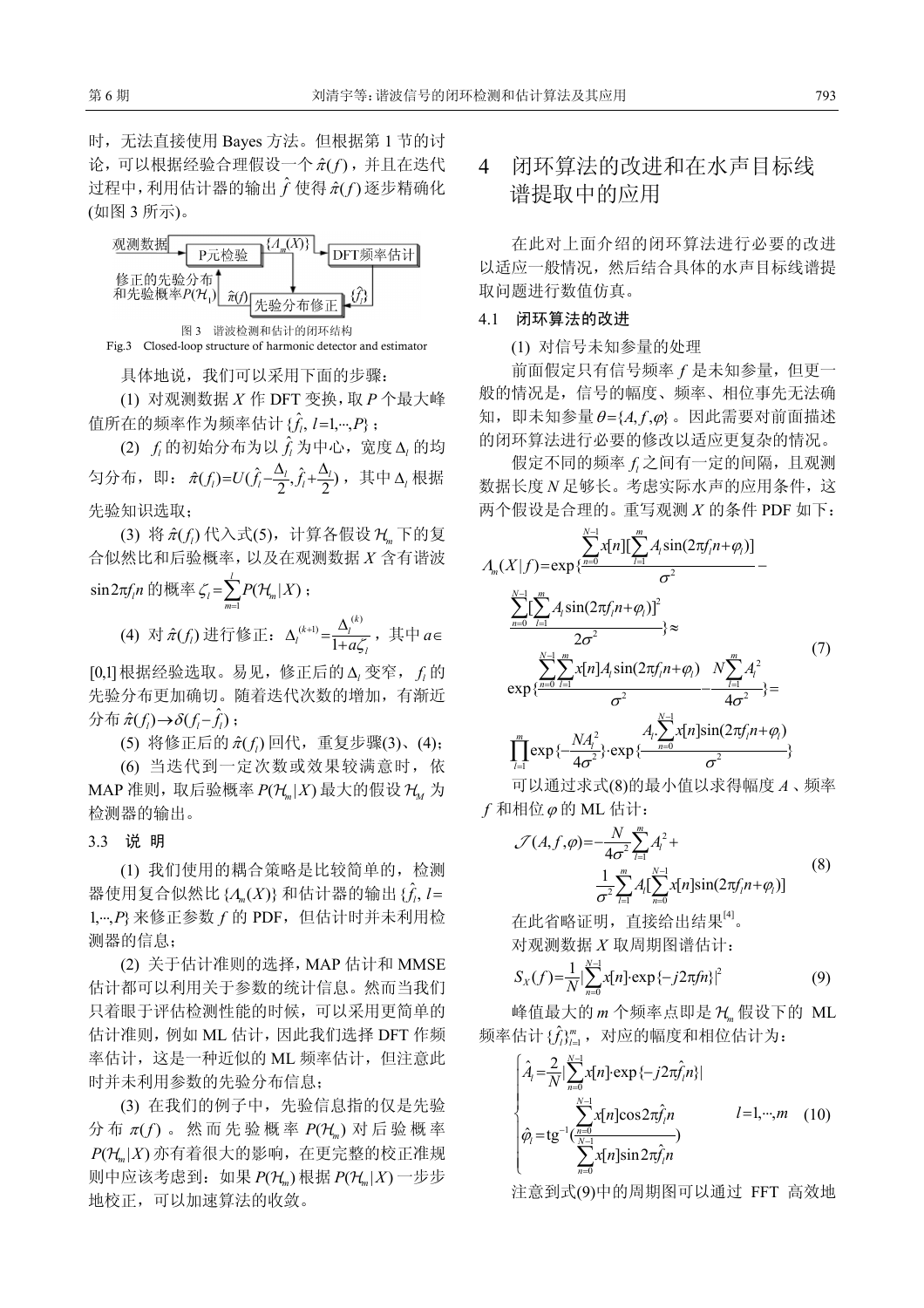时，无法直接使用 Bayes 方法。但根据第 1 节的讨论，可以根据经验合理假设一个 $\hat{\pi}(f)$，并且在迭代过程中，利用估计器的输出 $\hat{f}$ 使得 $\hat{\pi}(f)$ 逐步精确化(如图 3 所示)。

图 3　谐波检测和估计的闭环结构

Fig.3　Closed-loop structure of harmonic detector and estimator

具体地说，我们可以采用下面的步骤：

(1) 对观测数据 $X$ 作 DFT 变换，取 $P$ 个最大峰值所在的频率作为频率估计 $\{\hat{f}_l, l=1,\cdots,P\}$；

(2) $f_l$ 的初始分布为以 $\hat{f}_l$ 为中心，宽度 $\Delta_l$ 的均匀分布，即：$\hat{\pi}(f_l)=U(\hat{f}_l-\frac{\Delta_l}{2},\hat{f}_l+\frac{\Delta_l}{2})$，其中 $\Delta_l$ 根据先验知识选取；

(3) 将 $\hat{\pi}(f_l)$ 代入式(5)，计算各假设 $\mathcal{H}_m$ 下的复合似然比和后验概率，以及在观测数据 $X$ 含有谐波 $\sin 2\pi f_l n$ 的概率 $\zeta_l=\sum_{m=1}^{l} P(\mathcal{H}_m|X)$；

(4) 对 $\hat{\pi}(f_l)$ 进行修正：$\Delta_l^{(k+1)}=\frac{\Delta_l^{(k)}}{1+a\zeta_l}$，其中 $a\in[0,1]$ 根据经验选取。易见，修正后的 $\Delta_l$ 变窄，$f_l$ 的先验分布更加确切。随着迭代次数的增加，有渐近分布 $\hat{\pi}(f_l)\to\delta(f_l-\hat{f}_l)$；

(5) 将修正后的 $\hat{\pi}(f_l)$ 回代，重复步骤(3)、(4)；

(6) 当迭代到一定次数或效果较满意时，依 MAP 准则，取后验概率 $P(\mathcal{H}_m|X)$ 最大的假设 $\mathcal{H}_M$ 为检测器的输出。

### 3.3　说　明

(1) 我们使用的耦合策略是比较简单的，检测器使用复合似然比 $\{\Lambda_m(X)\}$ 和估计器的输出 $\{\hat{f}_l, l=1,\cdots,P\}$ 来修正参数 $f$ 的 PDF，但估计时并未利用检测器的信息；

(2) 关于估计准则的选择，MAP 估计和 MMSE 估计都可以利用关于参数的统计信息。然而当我们只着眼于评估检测性能的时候，可以采用更简单的估计准则，例如 ML 估计，因此我们选择 DFT 作频率估计，这是一种近似的 ML 频率估计，但注意此时并未利用参数的先验分布信息；

(3) 在我们的例子中，先验信息指的仅是先验分布 $\pi(f)$。然而先验概率 $P(\mathcal{H}_m)$ 对后验概率 $P(\mathcal{H}_m|X)$ 亦有着很大的影响，在更完整的校正准规则中应该考虑到：如果 $P(\mathcal{H}_m)$ 根据 $P(\mathcal{H}_m|X)$ 一步步地校正，可以加速算法的收敛。

## 4　闭环算法的改进和在水声目标线谱提取中的应用

在此对上面介绍的闭环算法进行必要的改进以适应一般情况，然后结合具体的水声目标线谱提取问题进行数值仿真。

### 4.1　闭环算法的改进

(1) 对信号未知参量的处理

前面假定只有信号频率 $f$ 是未知参量，但更一般的情况是，信号的幅度、频率、相位事先无法确知，即未知参量 $\theta=\{A,f,\varphi\}$。因此需要对前面描述的闭环算法进行必要的修改以适应更复杂的情况。

假定不同的频率 $f_l$ 之间有一定的间隔，且观测数据长度 $N$ 足够长。考虑实际水声的应用条件，这两个假设是合理的。重写观测 $X$ 的条件 PDF 如下：

$$
\begin{aligned}
\Lambda_m(X|f)&=\exp\{\frac{\sum_{n=0}^{N-1}x[n][\sum_{l=1}^{m}A_l\sin(2\pi f_l n+\varphi_l)]}{\sigma^2}-\frac{\sum_{n=0}^{N-1}[\sum_{l=1}^{m}A_l\sin(2\pi f_l n+\varphi_l)]^2}{2\sigma^2}\}\approx\\
&\exp\{\frac{\sum_{n=0}^{N-1}\sum_{l=1}^{m}x[n]A_l\sin(2\pi f_l n+\varphi_l)}{\sigma^2}-\frac{N\sum_{l=1}^{m}A_l^2}{4\sigma^2}\}=\\
&\prod_{l=1}^{m}\exp\{-\frac{NA_l^2}{4\sigma^2}\}\cdot\exp\{\frac{A_l\cdot\sum_{n=0}^{N-1}x[n]\sin(2\pi f_l n+\varphi_l)}{\sigma^2}\}
\end{aligned}
\tag{7}
$$

可以通过求式(8)的最小值以求得幅度 $A$、频率 $f$ 和相位 $\varphi$ 的 ML 估计：

$$
\mathcal{J}(A,f,\varphi)=-\frac{N}{4\sigma^2}\sum_{l=1}^{m}A_l^2+\frac{1}{\sigma^2}\sum_{l=1}^{m}A_l[\sum_{n=0}^{N-1}x[n]\sin(2\pi f_l n+\varphi_l)]
\tag{8}
$$

在此省略证明，直接给出结果[4]。

对观测数据 $X$ 取周期图谱估计：

$$
S_X(f)=\frac{1}{N}|\sum_{n=0}^{N-1}x[n]\cdot\exp\{-j2\pi fn\}|^2
\tag{9}
$$

峰值最大的 $m$ 个频率点即是 $\mathcal{H}_m$ 假设下的 ML 频率估计 $\{\hat{f}_l\}_{l=1}^{m}$，对应的幅度和相位估计为：

$$
\begin{cases}
\hat{A}_l=\frac{2}{N}|\sum_{n=0}^{N-1}x[n]\cdot\exp\{-j2\pi\hat{f}_l n\}| \\
\hat{\varphi}_l=\mathrm{tg}^{-1}(\frac{\sum_{n=0}^{N-1}x[n]\cos 2\pi\hat{f}_l n}{\sum_{n=0}^{N-1}x[n]\sin 2\pi\hat{f}_l n})
\end{cases}
\quad l=1,\cdots,m
\tag{10}
$$

注意到式(9)中的周期图可以通过 FFT 高效地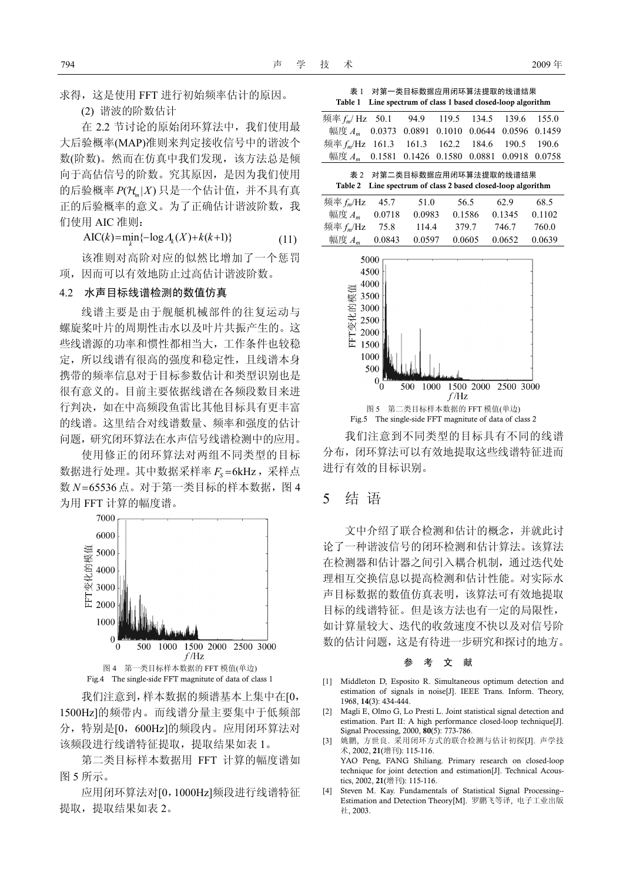求得，这是使用 FFT 进行初始频率估计的原因。

(2) 谐波的阶数估计

在 2.2 节讨论的原始闭环算法中，我们使用最大后验概率(MAP)准则来判定接收信号中的谐波个数(阶数)。然而在仿真中我们发现，该方法总是倾向于高估信号的阶数。究其原因，是因为我们使用的后验概率 $P(\mathcal{H}_m|X)$ 只是一个估计值，并不具有真正的后验概率的意义。为了正确估计谐波阶数，我们使用 AIC 准则：

$$\mathrm{AIC}(k)=\min_{k}\{-\log\Lambda_{k}(X)+k(k+1)\} \tag{11}$$

该准则对高阶对应的似然比增加了一个惩罚项，因而可以有效地防止过高估计谐波阶数。

## 4.2 水声目标线谱检测的数值仿真

线谱主要是由于舰艇机械部件的往复运动与螺旋桨叶片的周期性击水以及叶片共振产生的。这些线谱源的功率和惯性都相当大，工作条件也较稳定，所以线谱有很高的强度和稳定性，且线谱本身携带的频率信息对于目标参数估计和类型识别也是很有意义的。目前主要依据线谱在各频段数目来进行判决，如在中高频段鱼雷比其他目标具有更丰富的线谱。这里结合对线谱数量、频率和强度的估计问题，研究闭环算法在水声信号线谱检测中的应用。

使用修正的闭环算法对两组不同类型的目标数据进行处理。其中数据采样率 $F_S$=6kHz，采样点数 $N$=65536 点。对于第一类目标的样本数据，图 4 为用 FFT 计算的幅度谱。

FFT变化的模值
7000
6000
5000
4000
3000
2000
1000
0
0 500 1000 1500 2000 2500 3000
$f$/Hz

图 4 第一类目标样本数据的 FFT 模值(单边)

Fig.4 The single-side FFT magnitute of data of class 1

我们注意到，样本数据的频谱基本上集中在[0，1500Hz]的频带内。而线谱分量主要集中于低频部分，特别是[0，600Hz]的频段内。应用闭环算法对该频段进行线谱特征提取，提取结果如表 1。

第二类目标样本数据用 FFT 计算的幅度谱如图 5 所示。

应用闭环算法对[0，1000Hz]频段进行线谱特征提取，提取结果如表 2。

表 1 对第一类目标数据应用闭环算法提取的线谱结果

Table 1 Line spectrum of class 1 based closed-loop algorithm

| | | | | | | |
|---|---|---|---|---|---|---|
| 频率 $f_m$/ Hz | 50.1 | 94.9 | 119.5 | 134.5 | 139.6 | 155.0 |
| 幅度 $A_m$ | 0.0373 | 0.0891 | 0.1010 | 0.0644 | 0.0596 | 0.1459 |
| 频率 $f_m$/Hz | 161.3 | 161.3 | 162.2 | 184.6 | 190.5 | 190.6 |
| 幅度 $A_m$ | 0.1581 | 0.1426 | 0.1580 | 0.0881 | 0.0918 | 0.0758 |

表 2 对第二类目标数据应用闭环算法提取的线谱结果

Table 2 Line spectrum of class 2 based closed-loop algorithm

| | | | | | |
|---|---|---|---|---|---|
| 频率 $f_m$/Hz | 45.7 | 51.0 | 56.5 | 62.9 | 68.5 |
| 幅度 $A_m$ | 0.0718 | 0.0983 | 0.1586 | 0.1345 | 0.1102 |
| 频率 $f_m$/Hz | 75.8 | 114.4 | 379.7 | 746.7 | 760.0 |
| 幅度 $A_m$ | 0.0843 | 0.0597 | 0.0605 | 0.0652 | 0.0639 |

FFT变化的模值
5000
4500
4000
3500
3000
2500
2000
1500
1000
500
0
0 500 1000 1500 2000 2500 3000
$f$/Hz

图 5 第二类目标样本数据的 FFT 模值(单边)

Fig.5 The single-side FFT magnitute of data of class 2

我们注意到不同类型的目标具有不同的线谱分布，闭环算法可以有效地提取这些线谱特征进而进行有效的目标识别。

# 5 结 语

文中介绍了联合检测和估计的概念，并就此讨论了一种谐波信号的闭环检测和估计算法。该算法在检测器和估计器之间引入耦合机制，通过迭代处理相互交换信息以提高检测和估计性能。对实际水声目标数据的数值仿真表明，该算法可有效地提取目标的线谱特征。但是该方法也有一定的局限性，如计算量较大、迭代的收敛速度不快以及对信号阶数的估计问题，这是有待进一步研究和探讨的地方。

## 参 考 文 献

[1] Middleton D, Esposito R. Simultaneous optimum detection and estimation of signals in noise[J]. IEEE Trans. Inform. Theory, 1968, **14**(3): 434-444.

[2] Magli E, Olmo G, Lo Presti L. Joint statistical signal detection and estimation. Part II: A high performance closed-loop technique[J]. Signal Processing, 2000, **80**(5): 773-786.

[3] 姚鹏, 方世良. 采用闭环方式的联合检测与估计初探[J]. 声学技术, 2002, **21**(增刊): 115-116.
YAO Peng, FANG Shiliang. Primary research on closed-loop technique for joint detection and estimation[J]. Technical Acoustics, 2002, **21**(增刊): 115-116.

[4] Steven M. Kay. Fundamentals of Statistical Signal Processing--Estimation and Detection Theory[M]. 罗鹏飞等译, 电子工业出版社, 2003.